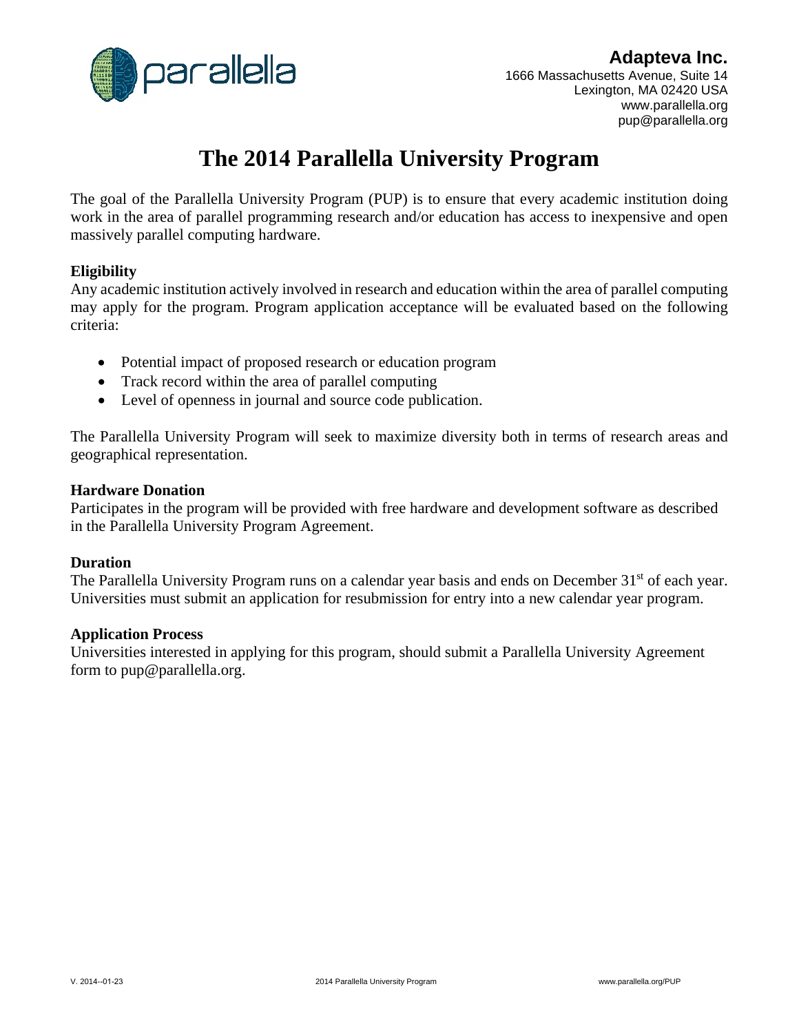**Adapteva Inc.**
1666 Massachusetts Avenue, Suite 14
Lexington, MA 02420 USA
www.parallella.org
pup@parallella.org

# The 2014 Parallella University Program

The goal of the Parallella University Program (PUP) is to ensure that every academic institution doing work in the area of parallel programming research and/or education has access to inexpensive and open massively parallel computing hardware.

**Eligibility**
Any academic institution actively involved in research and education within the area of parallel computing may apply for the program. Program application acceptance will be evaluated based on the following criteria:

- Potential impact of proposed research or education program
- Track record within the area of parallel computing
- Level of openness in journal and source code publication.

The Parallella University Program will seek to maximize diversity both in terms of research areas and geographical representation.

**Hardware Donation**
Participates in the program will be provided with free hardware and development software as described in the Parallella University Program Agreement.

**Duration**
The Parallella University Program runs on a calendar year basis and ends on December 31st of each year. Universities must submit an application for resubmission for entry into a new calendar year program.

**Application Process**
Universities interested in applying for this program, should submit a Parallella University Agreement form to pup@parallella.org.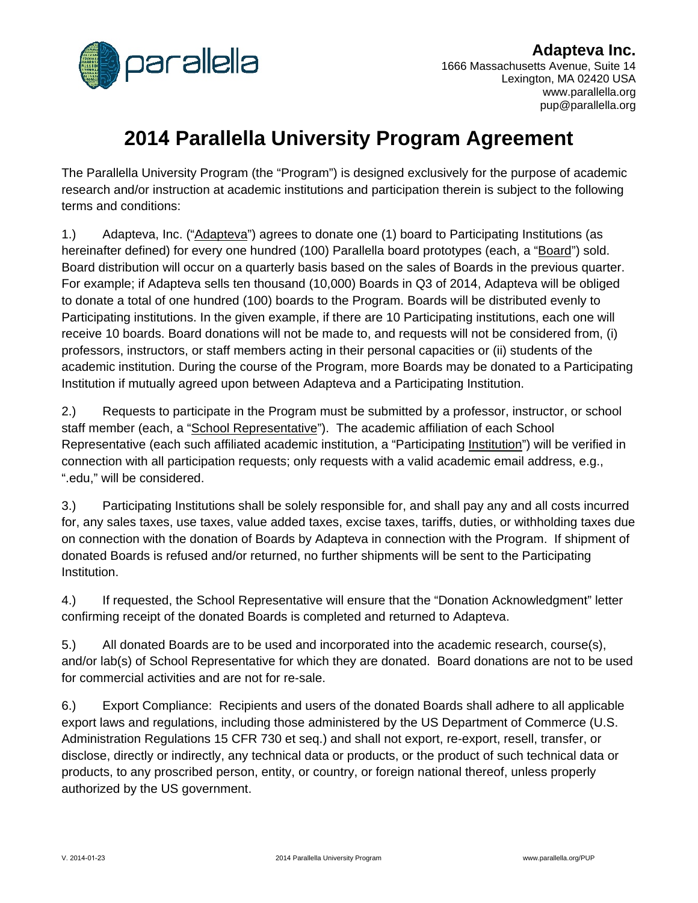**Adapteva Inc.**
1666 Massachusetts Avenue, Suite 14
Lexington, MA 02420 USA
www.parallella.org
pup@parallella.org

# 2014 Parallella University Program Agreement

The Parallella University Program (the "Program") is designed exclusively for the purpose of academic research and/or instruction at academic institutions and participation therein is subject to the following terms and conditions:

1.) Adapteva, Inc. ("Adapteva") agrees to donate one (1) board to Participating Institutions (as hereinafter defined) for every one hundred (100) Parallella board prototypes (each, a "Board") sold. Board distribution will occur on a quarterly basis based on the sales of Boards in the previous quarter. For example; if Adapteva sells ten thousand (10,000) Boards in Q3 of 2014, Adapteva will be obliged to donate a total of one hundred (100) boards to the Program. Boards will be distributed evenly to Participating institutions. In the given example, if there are 10 Participating institutions, each one will receive 10 boards. Board donations will not be made to, and requests will not be considered from, (i) professors, instructors, or staff members acting in their personal capacities or (ii) students of the academic institution. During the course of the Program, more Boards may be donated to a Participating Institution if mutually agreed upon between Adapteva and a Participating Institution.

2.) Requests to participate in the Program must be submitted by a professor, instructor, or school staff member (each, a "School Representative"). The academic affiliation of each School Representative (each such affiliated academic institution, a "Participating Institution") will be verified in connection with all participation requests; only requests with a valid academic email address, e.g., ".edu," will be considered.

3.) Participating Institutions shall be solely responsible for, and shall pay any and all costs incurred for, any sales taxes, use taxes, value added taxes, excise taxes, tariffs, duties, or withholding taxes due on connection with the donation of Boards by Adapteva in connection with the Program. If shipment of donated Boards is refused and/or returned, no further shipments will be sent to the Participating Institution.

4.) If requested, the School Representative will ensure that the "Donation Acknowledgment" letter confirming receipt of the donated Boards is completed and returned to Adapteva.

5.) All donated Boards are to be used and incorporated into the academic research, course(s), and/or lab(s) of School Representative for which they are donated. Board donations are not to be used for commercial activities and are not for re-sale.

6.) Export Compliance: Recipients and users of the donated Boards shall adhere to all applicable export laws and regulations, including those administered by the US Department of Commerce (U.S. Administration Regulations 15 CFR 730 et seq.) and shall not export, re-export, resell, transfer, or disclose, directly or indirectly, any technical data or products, or the product of such technical data or products, to any proscribed person, entity, or country, or foreign national thereof, unless properly authorized by the US government.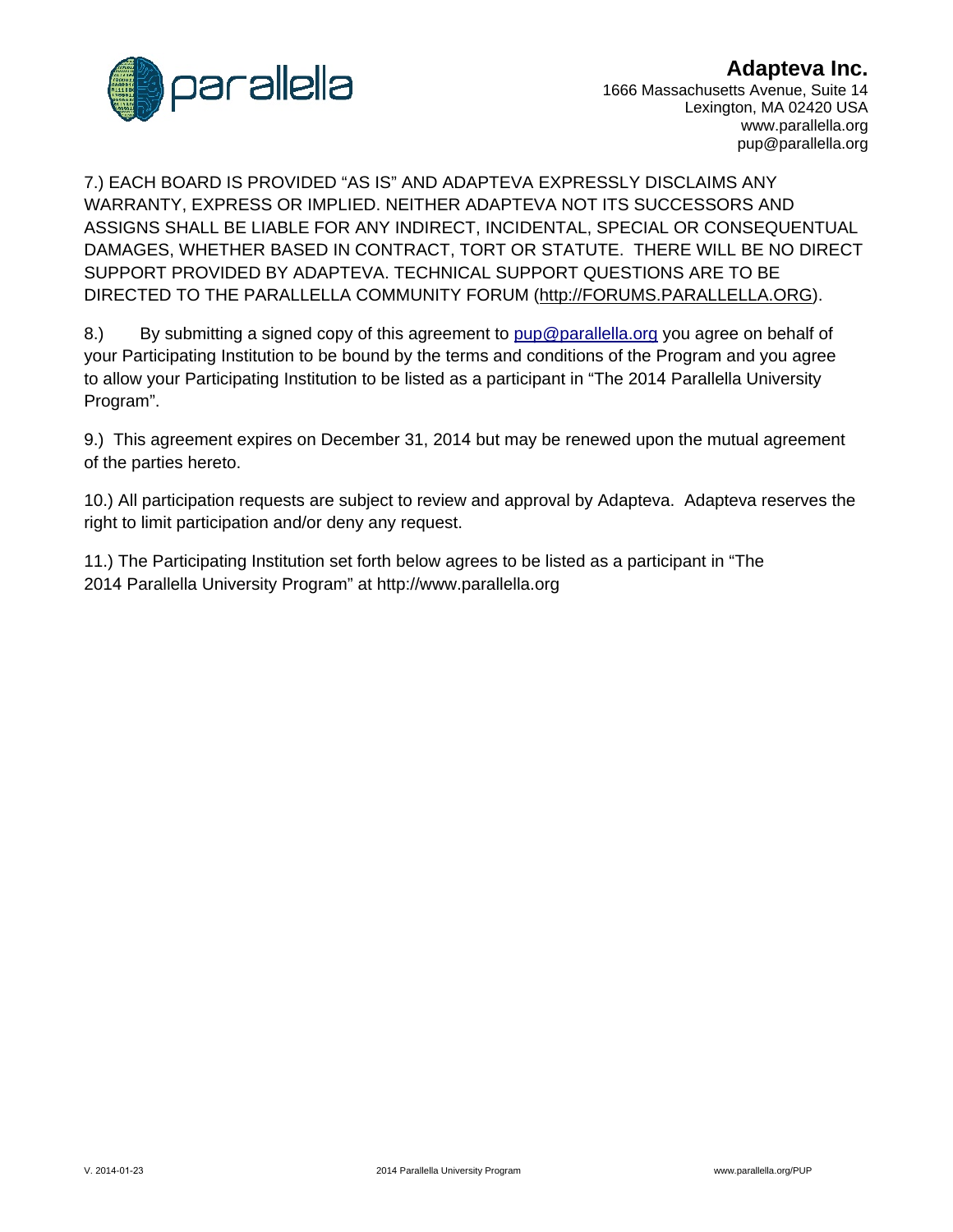7.) EACH BOARD IS PROVIDED "AS IS" AND ADAPTEVA EXPRESSLY DISCLAIMS ANY WARRANTY, EXPRESS OR IMPLIED. NEITHER ADAPTEVA NOT ITS SUCCESSORS AND ASSIGNS SHALL BE LIABLE FOR ANY INDIRECT, INCIDENTAL, SPECIAL OR CONSEQUENTUAL DAMAGES, WHETHER BASED IN CONTRACT, TORT OR STATUTE. THERE WILL BE NO DIRECT SUPPORT PROVIDED BY ADAPTEVA. TECHNICAL SUPPORT QUESTIONS ARE TO BE DIRECTED TO THE PARALLELLA COMMUNITY FORUM (http://FORUMS.PARALLELLA.ORG).

8.) By submitting a signed copy of this agreement to pup@parallella.org you agree on behalf of your Participating Institution to be bound by the terms and conditions of the Program and you agree to allow your Participating Institution to be listed as a participant in "The 2014 Parallella University Program".

9.) This agreement expires on December 31, 2014 but may be renewed upon the mutual agreement of the parties hereto.

10.) All participation requests are subject to review and approval by Adapteva. Adapteva reserves the right to limit participation and/or deny any request.

11.) The Participating Institution set forth below agrees to be listed as a participant in "The 2014 Parallella University Program" at http://www.parallella.org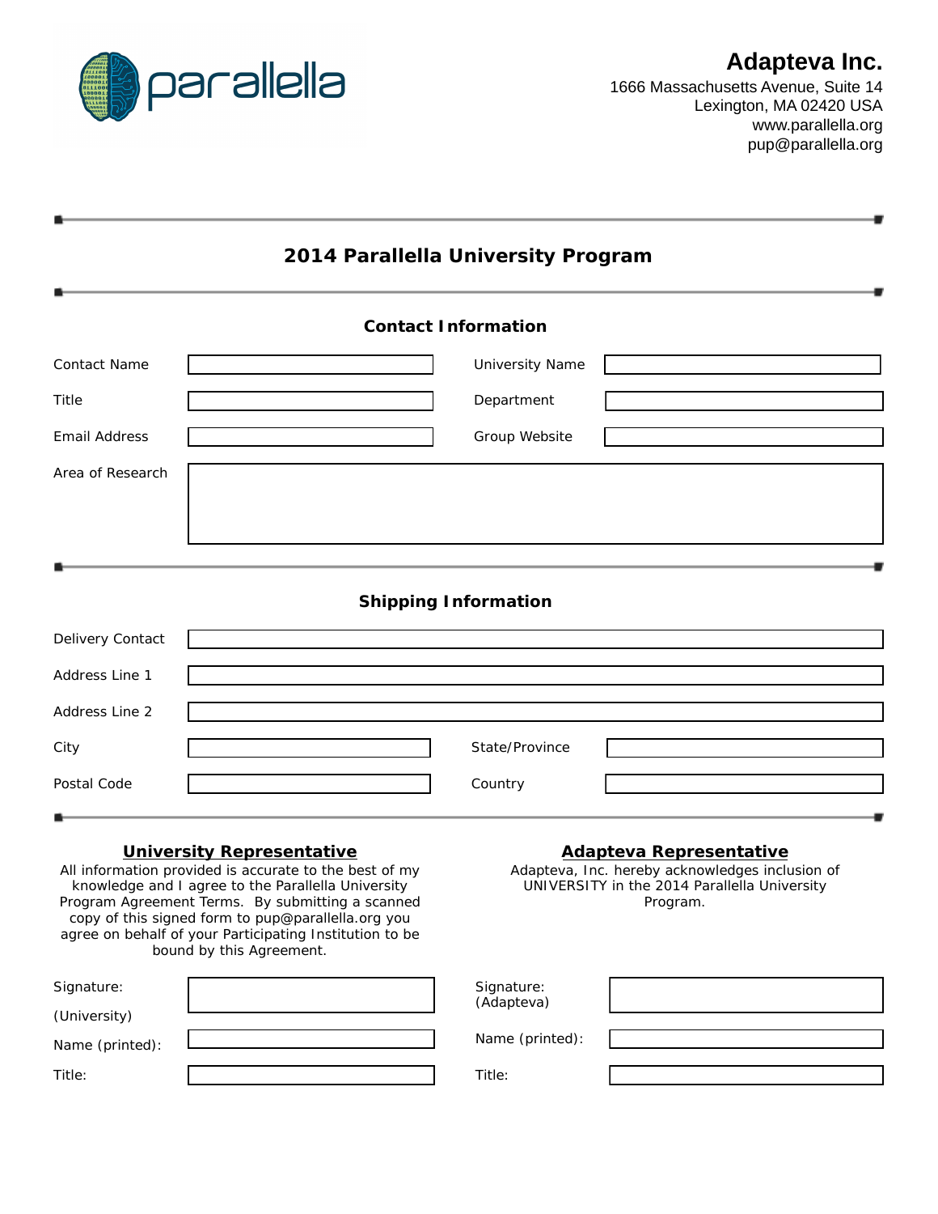parallella

**Adapteva Inc.**
1666 Massachusetts Avenue, Suite 14
Lexington, MA 02420 USA
www.parallella.org
pup@parallella.org

# 2014 Parallella University Program

## Contact Information

| | | | |
|---|---|---|---|
| Contact Name | | University Name | |
| Title | | Department | |
| Email Address | | Group Website | |
| Area of Research | | | |

## Shipping Information

| | | | |
|---|---|---|---|
| Delivery Contact | | | |
| Address Line 1 | | | |
| Address Line 2 | | | |
| City | | State/Province | |
| Postal Code | | Country | |

### University Representative

All information provided is accurate to the best of my knowledge and I agree to the Parallella University Program Agreement Terms. By submitting a scanned copy of this signed form to pup@parallella.org you agree on behalf of your Participating Institution to be bound by this Agreement.

### Adapteva Representative

Adapteva, Inc. hereby acknowledges inclusion of UNIVERSITY in the 2014 Parallella University Program.

| | | | |
|---|---|---|---|
| Signature: (University) | | Signature: (Adapteva) | |
| Name (printed): | | Name (printed): | |
| Title: | | Title: | |